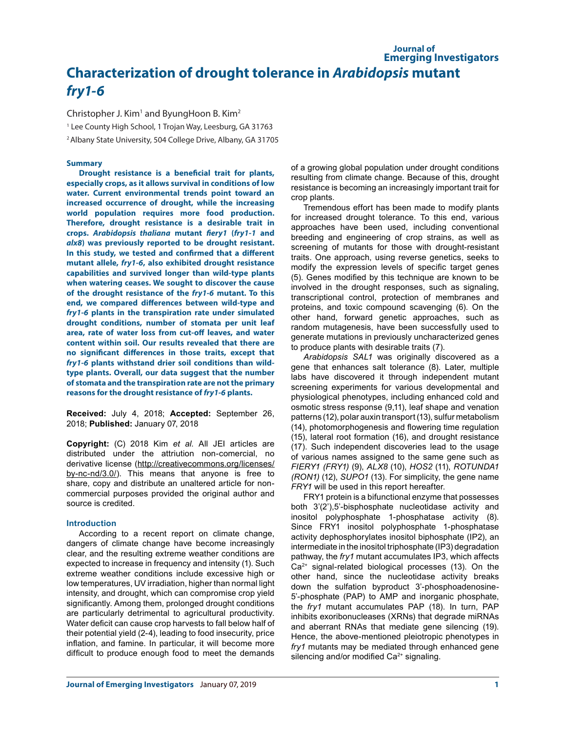# Characterization of drought tolerance in *Arabidopsis* mutant *fry1-6*

Christopher J. Kim[1] and ByungHoon B. Kim[2]

[1] Lee County High School, 1 Trojan Way, Leesburg, GA 31763

[2] Albany State University, 504 College Drive, Albany, GA 31705

## Summary

**Drought resistance is a beneficial trait for plants, especially crops, as it allows survival in conditions of low water. Current environmental trends point toward an increased occurrence of drought, while the increasing world population requires more food production. Therefore, drought resistance is a desirable trait in crops. *Arabidopsis thaliana* mutant *fiery1* (*fry1-1* and *alx8*) was previously reported to be drought resistant. In this study, we tested and confirmed that a different mutant allele, *fry1-6*, also exhibited drought resistance capabilities and survived longer than wild-type plants when watering ceases. We sought to discover the cause of the drought resistance of the *fry1-6* mutant. To this end, we compared differences between wild-type and *fry1-6* plants in the transpiration rate under simulated drought conditions, number of stomata per unit leaf area, rate of water loss from cut-off leaves, and water content within soil. Our results revealed that there are no significant differences in those traits, except that *fry1-6* plants withstand drier soil conditions than wild-type plants. Overall, our data suggest that the number of stomata and the transpiration rate are not the primary reasons for the drought resistance of *fry1-6* plants.**

**Received:** July 4, 2018; **Accepted:** September 26, 2018; **Published:** January 07, 2018

**Copyright:** (C) 2018 Kim *et al.* All JEI articles are distributed under the attriution non-comercial, no derivative license (http://creativecommons.org/licenses/by-nc-nd/3.0/). This means that anyone is free to share, copy and distribute an unaltered article for non-commercial purposes provided the original author and source is credited.

## Introduction

According to a recent report on climate change, dangers of climate change have become increasingly clear, and the resulting extreme weather conditions are expected to increase in frequency and intensity (1). Such extreme weather conditions include excessive high or low temperatures, UV irradiation, higher than normal light intensity, and drought, which can compromise crop yield significantly. Among them, prolonged drought conditions are particularly detrimental to agricultural productivity. Water deficit can cause crop harvests to fall below half of their potential yield (2-4), leading to food insecurity, price inflation, and famine. In particular, it will become more difficult to produce enough food to meet the demands of a growing global population under drought conditions resulting from climate change. Because of this, drought resistance is becoming an increasingly important trait for crop plants.

Tremendous effort has been made to modify plants for increased drought tolerance. To this end, various approaches have been used, including conventional breeding and engineering of crop strains, as well as screening of mutants for those with drought-resistant traits. One approach, using reverse genetics, seeks to modify the expression levels of specific target genes (5). Genes modified by this technique are known to be involved in the drought responses, such as signaling, transcriptional control, protection of membranes and proteins, and toxic compound scavenging (6). On the other hand, forward genetic approaches, such as random mutagenesis, have been successfully used to generate mutations in previously uncharacterized genes to produce plants with desirable traits (7).

*Arabidopsis SAL1* was originally discovered as a gene that enhances salt tolerance (8). Later, multiple labs have discovered it through independent mutant screening experiments for various developmental and physiological phenotypes, including enhanced cold and osmotic stress response (9,11), leaf shape and venation patterns (12), polar auxin transport (13), sulfur metabolism (14), photomorphogenesis and flowering time regulation (15), lateral root formation (16), and drought resistance (17). Such independent discoveries lead to the usage of various names assigned to the same gene such as *FIERY1 (FRY1)* (9), *ALX8* (10), *HOS2* (11), *ROTUNDA1 (RON1)* (12), *SUPO1* (13). For simplicity, the gene name *FRY1* will be used in this report hereafter.

FRY1 protein is a bifunctional enzyme that possesses both 3'(2'),5'-bisphosphate nucleotidase activity and inositol polyphosphate 1-phosphatase activity (8). Since FRY1 inositol polyphosphate 1-phosphatase activity dephosphorylates inositol biphosphate (IP2), an intermediate in the inositol triphosphate (IP3) degradation pathway, the *fry1* mutant accumulates IP3, which affects $Ca^{2+}$ signal-related biological processes (13). On the other hand, since the nucleotidase activity breaks down the sulfation byproduct 3'-phosphoadenosine-5'-phosphate (PAP) to AMP and inorganic phosphate, the *fry1* mutant accumulates PAP (18). In turn, PAP inhibits exoribonucleases (XRNs) that degrade miRNAs and aberrant RNAs that mediate gene silencing (19). Hence, the above-mentioned pleiotropic phenotypes in *fry1* mutants may be mediated through enhanced gene silencing and/or modified $Ca^{2+}$ signaling.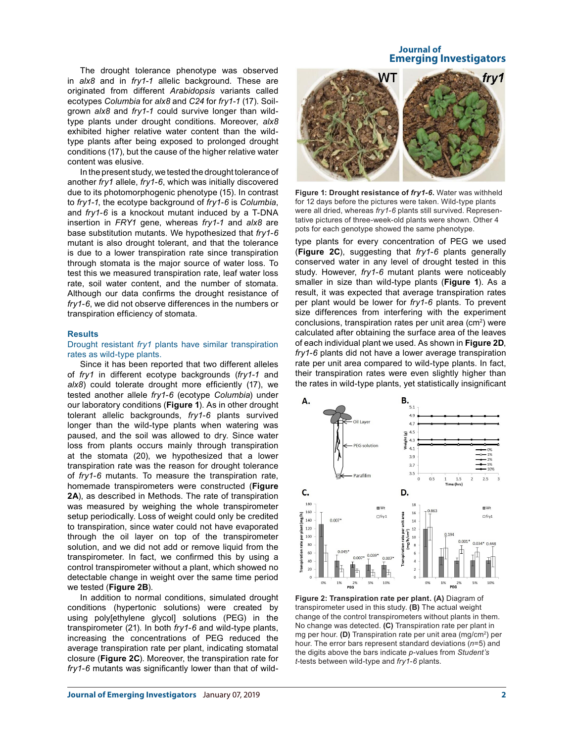The drought tolerance phenotype was observed in *alx8* and in *fry1-1* allelic background. These are originated from different *Arabidopsis* variants called ecotypes *Columbia* for *alx8* and *C24* for *fry1-1* (17). Soil-grown *alx8* and *fry1-1* could survive longer than wild-type plants under drought conditions. Moreover, *alx8* exhibited higher relative water content than the wild-type plants after being exposed to prolonged drought conditions (17), but the cause of the higher relative water content was elusive.

In the present study, we tested the drought tolerance of another *fry1* allele, *fry1-6*, which was initially discovered due to its photomorphogenic phenotype (15). In contrast to *fry1-1*, the ecotype background of *fry1-6* is *Columbia*, and *fry1-6* is a knockout mutant induced by a T-DNA insertion in *FRY1* gene, whereas *fry1-1* and *alx8* are base substitution mutants. We hypothesized that *fry1-6* mutant is also drought tolerant, and that the tolerance is due to a lower transpiration rate since transpiration through stomata is the major source of water loss. To test this we measured transpiration rate, leaf water loss rate, soil water content, and the number of stomata. Although our data confirms the drought resistance of *fry1-6*, we did not observe differences in the numbers or transpiration efficiency of stomata.

## Results

### Drought resistant *fry1* plants have similar transpiration rates as wild-type plants.

Since it has been reported that two different alleles of *fry1* in different ecotype backgrounds (*fry1-1* and *alx8*) could tolerate drought more efficiently (17), we tested another allele *fry1-6* (ecotype *Columbia*) under our laboratory conditions (**Figure 1**). As in other drought tolerant allelic backgrounds, *fry1-6* plants survived longer than the wild-type plants when watering was paused, and the soil was allowed to dry. Since water loss from plants occurs mainly through transpiration at the stomata (20), we hypothesized that a lower transpiration rate was the reason for drought tolerance of *fry1-6* mutants. To measure the transpiration rate, homemade transpirometers were constructed (**Figure 2A**), as described in Methods. The rate of transpiration was measured by weighing the whole transpirometer setup periodically. Loss of weight could only be credited to transpiration, since water could not have evaporated through the oil layer on top of the transpirometer solution, and we did not add or remove liquid from the transpirometer. In fact, we confirmed this by using a control transpirometer without a plant, which showed no detectable change in weight over the same time period we tested (**Figure 2B**).

In addition to normal conditions, simulated drought conditions (hypertonic solutions) were created by using poly[ethylene glycol] solutions (PEG) in the transpirometer (21). In both *fry1-6* and wild-type plants, increasing the concentrations of PEG reduced the average transpiration rate per plant, indicating stomatal closure (**Figure 2C**). Moreover, the transpiration rate for *fry1-6* mutants was significantly lower than that of wild-type plants for every concentration of PEG we used (**Figure 2C**), suggesting that *fry1-6* plants generally conserved water in any level of drought tested in this study. However, *fry1-6* mutant plants were noticeably smaller in size than wild-type plants (**Figure 1**). As a result, it was expected that average transpiration rates per plant would be lower for *fry1-6* plants. To prevent size differences from interfering with the experiment conclusions, transpiration rates per unit area ($cm^2$) were calculated after obtaining the surface area of the leaves of each individual plant we used. As shown in **Figure 2D**, *fry1-6* plants did not have a lower average transpiration rate per unit area compared to wild-type plants. In fact, their transpiration rates were even slightly higher than the rates in wild-type plants, yet statistically insignificant

**Figure 1: Drought resistance of *fry1-6*.** Water was withheld for 12 days before the pictures were taken. Wild-type plants were all dried, whereas *fry1-6* plants still survived. Representative pictures of three-week-old plants were shown. Other 4 pots for each genotype showed the same phenotype.

**Figure 2: Transpiration rate per plant. (A)** Diagram of transpirometer used in this study. **(B)** The actual weight change of the control transpirometers without plants in them. No change was detected. **(C)** Transpiration rate per plant in mg per hour. **(D)** Transpiration rate per unit area (mg/$cm^2$) per hour. The error bars represent standard deviations ($n$=5) and the digits above the bars indicate $p$-values from *Student's* $t$-tests between wild-type and *fry1-6* plants.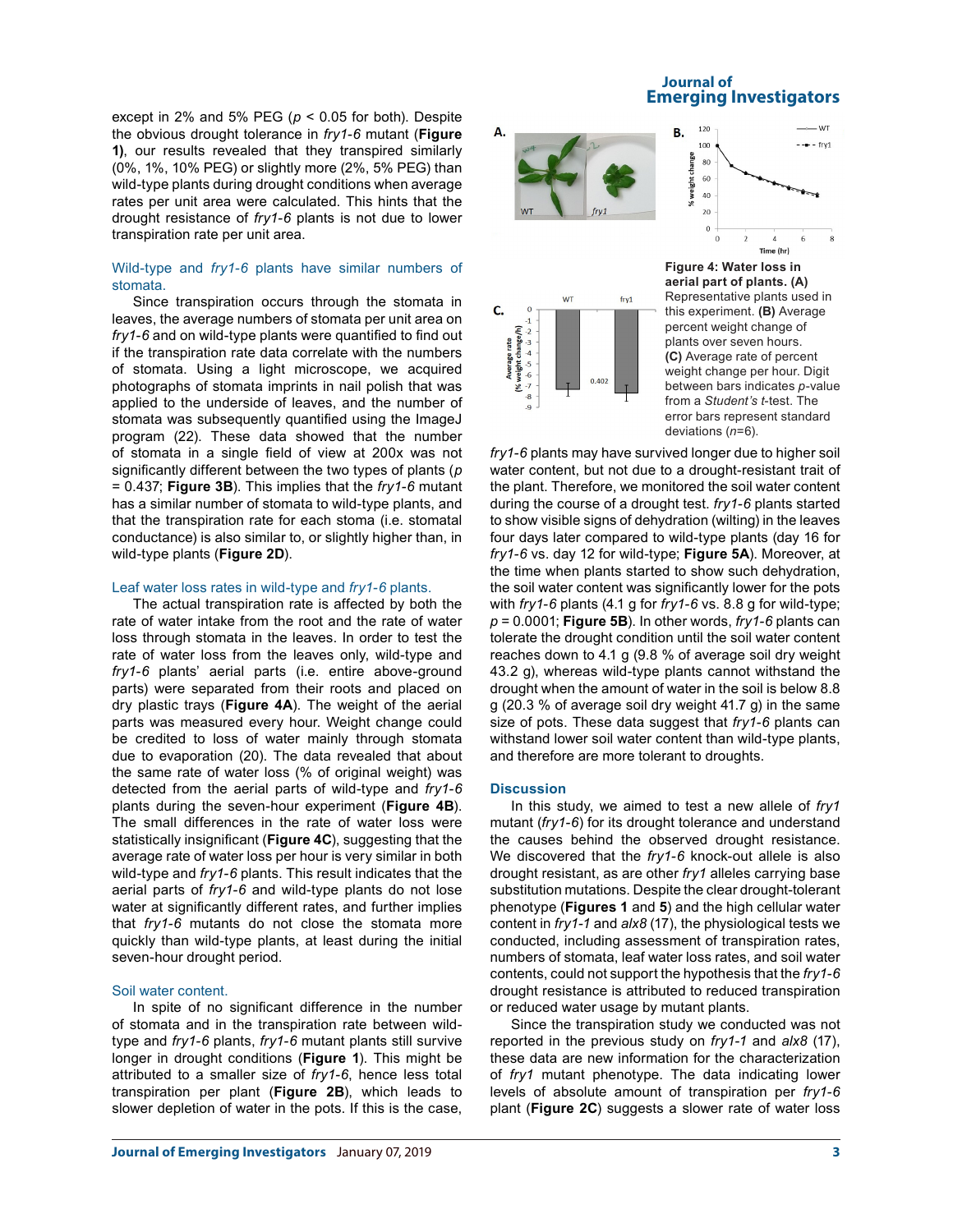except in 2% and 5% PEG ($p < 0.05$ for both). Despite the obvious drought tolerance in *fry1-6* mutant (**Figure 1**), our results revealed that they transpired similarly (0%, 1%, 10% PEG) or slightly more (2%, 5% PEG) than wild-type plants during drought conditions when average rates per unit area were calculated. This hints that the drought resistance of *fry1-6* plants is not due to lower transpiration rate per unit area.

### Wild-type and *fry1-6* plants have similar numbers of stomata.

Since transpiration occurs through the stomata in leaves, the average numbers of stomata per unit area on *fry1-6* and on wild-type plants were quantified to find out if the transpiration rate data correlate with the numbers of stomata. Using a light microscope, we acquired photographs of stomata imprints in nail polish that was applied to the underside of leaves, and the number of stomata was subsequently quantified using the ImageJ program (22). These data showed that the number of stomata in a single field of view at 200x was not significantly different between the two types of plants ($p$ = 0.437; **Figure 3B**). This implies that the *fry1-6* mutant has a similar number of stomata to wild-type plants, and that the transpiration rate for each stoma (i.e. stomatal conductance) is also similar to, or slightly higher than, in wild-type plants (**Figure 2D**).

### Leaf water loss rates in wild-type and *fry1-6* plants.

The actual transpiration rate is affected by both the rate of water intake from the root and the rate of water loss through stomata in the leaves. In order to test the rate of water loss from the leaves only, wild-type and *fry1-6* plants' aerial parts (i.e. entire above-ground parts) were separated from their roots and placed on dry plastic trays (**Figure 4A**). The weight of the aerial parts was measured every hour. Weight change could be credited to loss of water mainly through stomata due to evaporation (20). The data revealed that about the same rate of water loss (% of original weight) was detected from the aerial parts of wild-type and *fry1-6* plants during the seven-hour experiment (**Figure 4B**). The small differences in the rate of water loss were statistically insignificant (**Figure 4C**), suggesting that the average rate of water loss per hour is very similar in both wild-type and *fry1-6* plants. This result indicates that the aerial parts of *fry1-6* and wild-type plants do not lose water at significantly different rates, and further implies that *fry1-6* mutants do not close the stomata more quickly than wild-type plants, at least during the initial seven-hour drought period.

### Soil water content.

In spite of no significant difference in the number of stomata and in the transpiration rate between wild-type and *fry1-6* plants, *fry1-6* mutant plants still survive longer in drought conditions (**Figure 1**). This might be attributed to a smaller size of *fry1-6*, hence less total transpiration per plant (**Figure 2B**), which leads to slower depletion of water in the pots. If this is the case, *fry1-6* plants may have survived longer due to higher soil water content, but not due to a drought-resistant trait of the plant. Therefore, we monitored the soil water content during the course of a drought test. *fry1-6* plants started to show visible signs of dehydration (wilting) in the leaves four days later compared to wild-type plants (day 16 for *fry1-6* vs. day 12 for wild-type; **Figure 5A**). Moreover, at the time when plants started to show such dehydration, the soil water content was significantly lower for the pots with *fry1-6* plants (4.1 g for *fry1-6* vs. 8.8 g for wild-type; $p$ = 0.0001; **Figure 5B**). In other words, *fry1-6* plants can tolerate the drought condition until the soil water content reaches down to 4.1 g (9.8 % of average soil dry weight 43.2 g), whereas wild-type plants cannot withstand the drought when the amount of water in the soil is below 8.8 g (20.3 % of average soil dry weight 41.7 g) in the same size of pots. These data suggest that *fry1-6* plants can withstand lower soil water content than wild-type plants, and therefore are more tolerant to droughts.

**Figure 4: Water loss in aerial part of plants. (A)** Representative plants used in this experiment. **(B)** Average percent weight change of plants over seven hours. **(C)** Average rate of percent weight change per hour. Digit between bars indicates $p$-value from a *Student's t*-test. The error bars represent standard deviations ($n$=6).

## Discussion

In this study, we aimed to test a new allele of *fry1* mutant (*fry1-6*) for its drought tolerance and understand the causes behind the observed drought resistance. We discovered that the *fry1-6* knock-out allele is also drought resistant, as are other *fry1* alleles carrying base substitution mutations. Despite the clear drought-tolerant phenotype (**Figures 1** and **5**) and the high cellular water content in *fry1-1* and *alx8* (17), the physiological tests we conducted, including assessment of transpiration rates, numbers of stomata, leaf water loss rates, and soil water contents, could not support the hypothesis that the *fry1-6* drought resistance is attributed to reduced transpiration or reduced water usage by mutant plants.

Since the transpiration study we conducted was not reported in the previous study on *fry1-1* and *alx8* (17), these data are new information for the characterization of *fry1* mutant phenotype. The data indicating lower levels of absolute amount of transpiration per *fry1-6* plant (**Figure 2C**) suggests a slower rate of water loss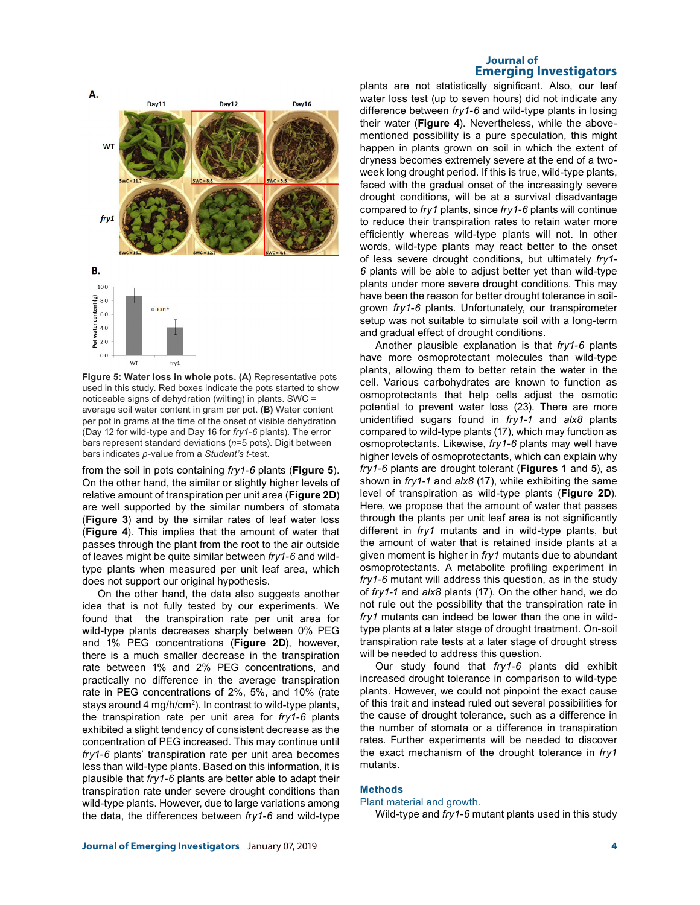**Figure 5: Water loss in whole pots. (A)** Representative pots used in this study. Red boxes indicate the pots started to show noticeable signs of dehydration (wilting) in plants. SWC = average soil water content in gram per pot. **(B)** Water content per pot in grams at the time of the onset of visible dehydration (Day 12 for wild-type and Day 16 for *fry1-6* plants). The error bars represent standard deviations (*n*=5 pots). Digit between bars indicates *p*-value from a *Student's t*-test.

from the soil in pots containing *fry1-6* plants (**Figure 5**). On the other hand, the similar or slightly higher levels of relative amount of transpiration per unit area (**Figure 2D**) are well supported by the similar numbers of stomata (**Figure 3**) and by the similar rates of leaf water loss (**Figure 4**). This implies that the amount of water that passes through the plant from the root to the air outside of leaves might be quite similar between *fry1-6* and wild-type plants when measured per unit leaf area, which does not support our original hypothesis.

On the other hand, the data also suggests another idea that is not fully tested by our experiments. We found that the transpiration rate per unit area for wild-type plants decreases sharply between 0% PEG and 1% PEG concentrations (**Figure 2D**), however, there is a much smaller decrease in the transpiration rate between 1% and 2% PEG concentrations, and practically no difference in the average transpiration rate in PEG concentrations of 2%, 5%, and 10% (rate stays around 4 mg/h/cm$^2$). In contrast to wild-type plants, the transpiration rate per unit area for *fry1-6* plants exhibited a slight tendency of consistent decrease as the concentration of PEG increased. This may continue until *fry1-6* plants' transpiration rate per unit area becomes less than wild-type plants. Based on this information, it is plausible that *fry1-6* plants are better able to adapt their transpiration rate under severe drought conditions than wild-type plants. However, due to large variations among the data, the differences between *fry1-6* and wild-type plants are not statistically significant. Also, our leaf water loss test (up to seven hours) did not indicate any difference between *fry1-6* and wild-type plants in losing their water (**Figure 4**). Nevertheless, while the above-mentioned possibility is a pure speculation, this might happen in plants grown on soil in which the extent of dryness becomes extremely severe at the end of a two-week long drought period. If this is true, wild-type plants, faced with the gradual onset of the increasingly severe drought conditions, will be at a survival disadvantage compared to *fry1* plants, since *fry1-6* plants will continue to reduce their transpiration rates to retain water more efficiently whereas wild-type plants will not. In other words, wild-type plants may react better to the onset of less severe drought conditions, but ultimately *fry1-6* plants will be able to adjust better yet than wild-type plants under more severe drought conditions. This may have been the reason for better drought tolerance in soil-grown *fry1-6* plants. Unfortunately, our transpirometer setup was not suitable to simulate soil with a long-term and gradual effect of drought conditions.

Another plausible explanation is that *fry1-6* plants have more osmoprotectant molecules than wild-type plants, allowing them to better retain the water in the cell. Various carbohydrates are known to function as osmoprotectants that help cells adjust the osmotic potential to prevent water loss (23). There are more unidentified sugars found in *fry1-1* and *alx8* plants compared to wild-type plants (17), which may function as osmoprotectants. Likewise, *fry1-6* plants may well have higher levels of osmoprotectants, which can explain why *fry1-6* plants are drought tolerant (**Figures 1** and **5**), as shown in *fry1-1* and *alx8* (17), while exhibiting the same level of transpiration as wild-type plants (**Figure 2D**). Here, we propose that the amount of water that passes through the plants per unit leaf area is not significantly different in *fry1* mutants and in wild-type plants, but the amount of water that is retained inside plants at a given moment is higher in *fry1* mutants due to abundant osmoprotectants. A metabolite profiling experiment in *fry1-6* mutant will address this question, as in the study of *fry1-1* and *alx8* plants (17). On the other hand, we do not rule out the possibility that the transpiration rate in *fry1* mutants can indeed be lower than the one in wild-type plants at a later stage of drought treatment. On-soil transpiration rate tests at a later stage of drought stress will be needed to address this question.

Our study found that *fry1-6* plants did exhibit increased drought tolerance in comparison to wild-type plants. However, we could not pinpoint the exact cause of this trait and instead ruled out several possibilities for the cause of drought tolerance, such as a difference in the number of stomata or a difference in transpiration rates. Further experiments will be needed to discover the exact mechanism of the drought tolerance in *fry1* mutants.

## Methods

### Plant material and growth.

Wild-type and *fry1-6* mutant plants used in this study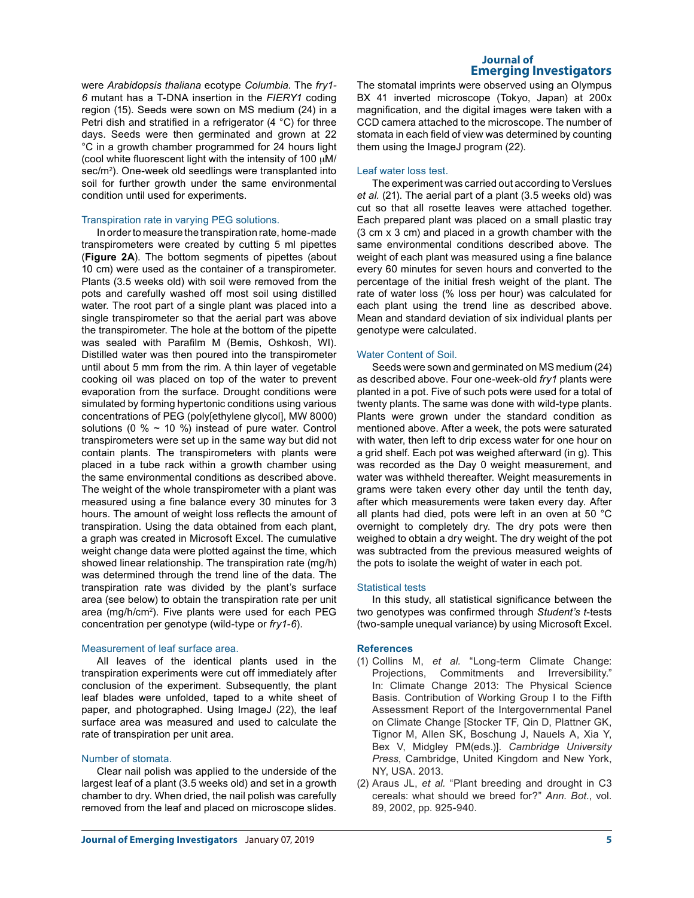were *Arabidopsis thaliana* ecotype *Columbia*. The *fry1-6* mutant has a T-DNA insertion in the *FIERY1* coding region (15). Seeds were sown on MS medium (24) in a Petri dish and stratified in a refrigerator (4 °C) for three days. Seeds were then germinated and grown at 22 °C in a growth chamber programmed for 24 hours light (cool white fluorescent light with the intensity of 100 μM/sec/m$^2$). One-week old seedlings were transplanted into soil for further growth under the same environmental condition until used for experiments.

### Transpiration rate in varying PEG solutions.

In order to measure the transpiration rate, home-made transpirometers were created by cutting 5 ml pipettes (**Figure 2A**). The bottom segments of pipettes (about 10 cm) were used as the container of a transpirometer. Plants (3.5 weeks old) with soil were removed from the pots and carefully washed off most soil using distilled water. The root part of a single plant was placed into a single transpirometer so that the aerial part was above the transpirometer. The hole at the bottom of the pipette was sealed with Parafilm M (Bemis, Oshkosh, WI). Distilled water was then poured into the transpirometer until about 5 mm from the rim. A thin layer of vegetable cooking oil was placed on top of the water to prevent evaporation from the surface. Drought conditions were simulated by forming hypertonic conditions using various concentrations of PEG (poly[ethylene glycol], MW 8000) solutions (0 % ~ 10 %) instead of pure water. Control transpirometers were set up in the same way but did not contain plants. The transpirometers with plants were placed in a tube rack within a growth chamber using the same environmental conditions as described above. The weight of the whole transpirometer with a plant was measured using a fine balance every 30 minutes for 3 hours. The amount of weight loss reflects the amount of transpiration. Using the data obtained from each plant, a graph was created in Microsoft Excel. The cumulative weight change data were plotted against the time, which showed linear relationship. The transpiration rate (mg/h) was determined through the trend line of the data. The transpiration rate was divided by the plant's surface area (see below) to obtain the transpiration rate per unit area (mg/h/cm$^2$). Five plants were used for each PEG concentration per genotype (wild-type or *fry1-6*).

### Measurement of leaf surface area.

All leaves of the identical plants used in the transpiration experiments were cut off immediately after conclusion of the experiment. Subsequently, the plant leaf blades were unfolded, taped to a white sheet of paper, and photographed. Using ImageJ (22), the leaf surface area was measured and used to calculate the rate of transpiration per unit area.

### Number of stomata.

Clear nail polish was applied to the underside of the largest leaf of a plant (3.5 weeks old) and set in a growth chamber to dry. When dried, the nail polish was carefully removed from the leaf and placed on microscope slides. The stomatal imprints were observed using an Olympus BX 41 inverted microscope (Tokyo, Japan) at 200x magnification, and the digital images were taken with a CCD camera attached to the microscope. The number of stomata in each field of view was determined by counting them using the ImageJ program (22).

### Leaf water loss test.

The experiment was carried out according to Verslues *et al.* (21). The aerial part of a plant (3.5 weeks old) was cut so that all rosette leaves were attached together. Each prepared plant was placed on a small plastic tray (3 cm x 3 cm) and placed in a growth chamber with the same environmental conditions described above. The weight of each plant was measured using a fine balance every 60 minutes for seven hours and converted to the percentage of the initial fresh weight of the plant. The rate of water loss (% loss per hour) was calculated for each plant using the trend line as described above. Mean and standard deviation of six individual plants per genotype were calculated.

### Water Content of Soil.

Seeds were sown and germinated on MS medium (24) as described above. Four one-week-old *fry1* plants were planted in a pot. Five of such pots were used for a total of twenty plants. The same was done with wild-type plants. Plants were grown under the standard condition as mentioned above. After a week, the pots were saturated with water, then left to drip excess water for one hour on a grid shelf. Each pot was weighed afterward (in g). This was recorded as the Day 0 weight measurement, and water was withheld thereafter. Weight measurements in grams were taken every other day until the tenth day, after which measurements were taken every day. After all plants had died, pots were left in an oven at 50 °C overnight to completely dry. The dry pots were then weighed to obtain a dry weight. The dry weight of the pot was subtracted from the previous measured weights of the pots to isolate the weight of water in each pot.

### Statistical tests

In this study, all statistical significance between the two genotypes was confirmed through *Student's t*-tests (two-sample unequal variance) by using Microsoft Excel.

## References

1. Collins M, *et al.* "Long-term Climate Change: Projections, Commitments and Irreversibility." In: Climate Change 2013: The Physical Science Basis. Contribution of Working Group I to the Fifth Assessment Report of the Intergovernmental Panel on Climate Change [Stocker TF, Qin D, Plattner GK, Tignor M, Allen SK, Boschung J, Nauels A, Xia Y, Bex V, Midgley PM(eds.)]. *Cambridge University Press*, Cambridge, United Kingdom and New York, NY, USA. 2013.
2. Araus JL, *et al.* "Plant breeding and drought in C3 cereals: what should we breed for?" *Ann. Bot.*, vol. 89, 2002, pp. 925-940.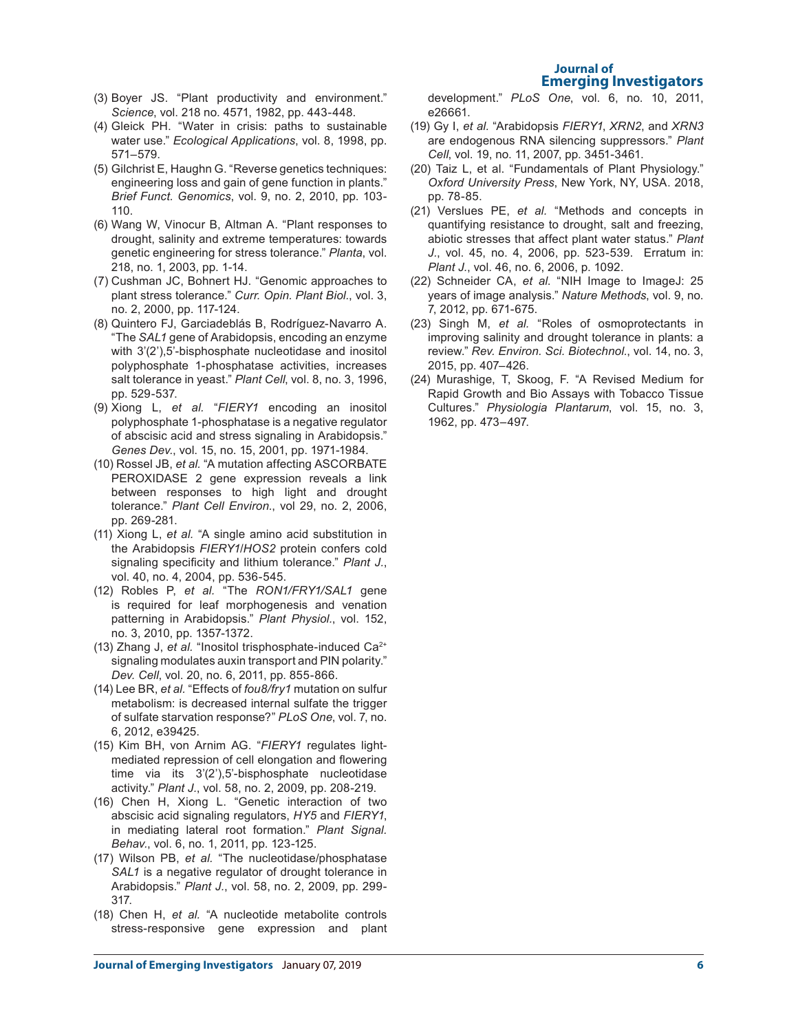(3) Boyer JS. "Plant productivity and environment." *Science*, vol. 218 no. 4571, 1982, pp. 443-448.

(4) Gleick PH. "Water in crisis: paths to sustainable water use." *Ecological Applications*, vol. 8, 1998, pp. 571–579.

(5) Gilchrist E, Haughn G. "Reverse genetics techniques: engineering loss and gain of gene function in plants." *Brief Funct. Genomics*, vol. 9, no. 2, 2010, pp. 103-110.

(6) Wang W, Vinocur B, Altman A. "Plant responses to drought, salinity and extreme temperatures: towards genetic engineering for stress tolerance." *Planta*, vol. 218, no. 1, 2003, pp. 1-14.

(7) Cushman JC, Bohnert HJ. "Genomic approaches to plant stress tolerance." *Curr. Opin. Plant Biol.*, vol. 3, no. 2, 2000, pp. 117-124.

(8) Quintero FJ, Garciadeblás B, Rodríguez-Navarro A. "The *SAL1* gene of Arabidopsis, encoding an enzyme with 3'(2'),5'-bisphosphate nucleotidase and inositol polyphosphate 1-phosphatase activities, increases salt tolerance in yeast." *Plant Cell*, vol. 8, no. 3, 1996, pp. 529-537.

(9) Xiong L, *et al.* "*FIERY1* encoding an inositol polyphosphate 1-phosphatase is a negative regulator of abscisic acid and stress signaling in Arabidopsis." *Genes Dev.*, vol. 15, no. 15, 2001, pp. 1971-1984.

(10) Rossel JB, *et al.* "A mutation affecting ASCORBATE PEROXIDASE 2 gene expression reveals a link between responses to high light and drought tolerance." *Plant Cell Environ.*, vol 29, no. 2, 2006, pp. 269-281.

(11) Xiong L, *et al.* "A single amino acid substitution in the Arabidopsis *FIERY1*/*HOS2* protein confers cold signaling specificity and lithium tolerance." *Plant J.*, vol. 40, no. 4, 2004, pp. 536-545.

(12) Robles P, *et al.* "The *RON1/FRY1/SAL1* gene is required for leaf morphogenesis and venation patterning in Arabidopsis." *Plant Physiol.*, vol. 152, no. 3, 2010, pp. 1357-1372.

(13) Zhang J, *et al.* "Inositol trisphosphate-induced $Ca^{2+}$ signaling modulates auxin transport and PIN polarity." *Dev. Cell*, vol. 20, no. 6, 2011, pp. 855-866.

(14) Lee BR, *et al.* "Effects of *fou8/fry1* mutation on sulfur metabolism: is decreased internal sulfate the trigger of sulfate starvation response?" *PLoS One*, vol. 7, no. 6, 2012, e39425.

(15) Kim BH, von Arnim AG. "*FIERY1* regulates light-mediated repression of cell elongation and flowering time via its 3'(2'),5'-bisphosphate nucleotidase activity." *Plant J.*, vol. 58, no. 2, 2009, pp. 208-219.

(16) Chen H, Xiong L. "Genetic interaction of two abscisic acid signaling regulators, *HY5* and *FIERY1*, in mediating lateral root formation." *Plant Signal. Behav.*, vol. 6, no. 1, 2011, pp. 123-125.

(17) Wilson PB, *et al.* "The nucleotidase/phosphatase *SAL1* is a negative regulator of drought tolerance in Arabidopsis." *Plant J.*, vol. 58, no. 2, 2009, pp. 299-317.

(18) Chen H, *et al.* "A nucleotide metabolite controls stress-responsive gene expression and plant development." *PLoS One*, vol. 6, no. 10, 2011, e26661.

(19) Gy I, *et al.* "Arabidopsis *FIERY1*, *XRN2*, and *XRN3* are endogenous RNA silencing suppressors." *Plant Cell*, vol. 19, no. 11, 2007, pp. 3451-3461.

(20) Taiz L, et al. "Fundamentals of Plant Physiology." *Oxford University Press*, New York, NY, USA. 2018, pp. 78-85.

(21) Verslues PE, *et al.* "Methods and concepts in quantifying resistance to drought, salt and freezing, abiotic stresses that affect plant water status." *Plant J.*, vol. 45, no. 4, 2006, pp. 523-539. Erratum in: *Plant J.*, vol. 46, no. 6, 2006, p. 1092.

(22) Schneider CA, *et al.* "NIH Image to ImageJ: 25 years of image analysis." *Nature Methods*, vol. 9, no. 7, 2012, pp. 671-675.

(23) Singh M, *et al.* "Roles of osmoprotectants in improving salinity and drought tolerance in plants: a review." *Rev. Environ. Sci. Biotechnol.*, vol. 14, no. 3, 2015, pp. 407–426.

(24) Murashige, T, Skoog, F. "A Revised Medium for Rapid Growth and Bio Assays with Tobacco Tissue Cultures." *Physiologia Plantarum*, vol. 15, no. 3, 1962, pp. 473–497.